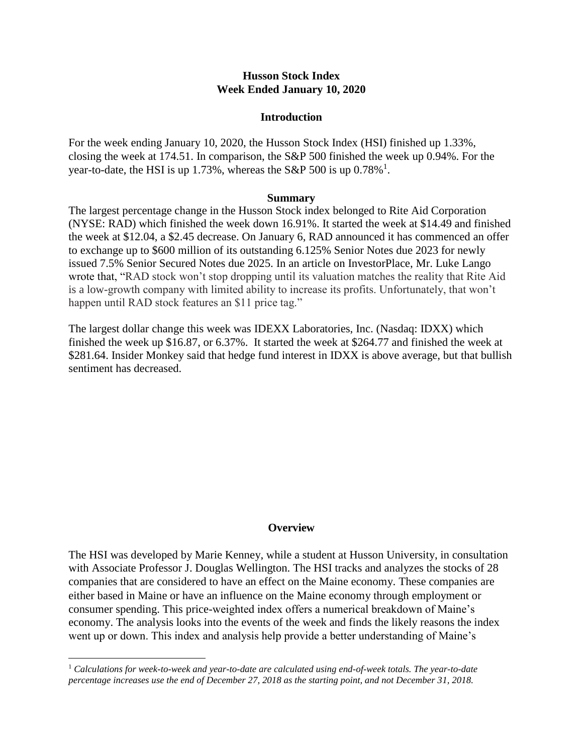# Husson Stock Index
## Week Ended January 10, 2020

### Introduction

For the week ending January 10, 2020, the Husson Stock Index (HSI) finished up 1.33%, closing the week at 174.51. In comparison, the S&P 500 finished the week up 0.94%. For the year-to-date, the HSI is up 1.73%, whereas the S&P 500 is up 0.78%[1].

### Summary

The largest percentage change in the Husson Stock index belonged to Rite Aid Corporation (NYSE: RAD) which finished the week down 16.91%. It started the week at $14.49 and finished the week at $12.04, a $2.45 decrease. On January 6, RAD announced it has commenced an offer to exchange up to $600 million of its outstanding 6.125% Senior Notes due 2023 for newly issued 7.5% Senior Secured Notes due 2025. In an article on InvestorPlace, Mr. Luke Lango wrote that, "RAD stock won't stop dropping until its valuation matches the reality that Rite Aid is a low-growth company with limited ability to increase its profits. Unfortunately, that won't happen until RAD stock features an $11 price tag."

The largest dollar change this week was IDEXX Laboratories, Inc. (Nasdaq: IDXX) which finished the week up $16.87, or 6.37%. It started the week at $264.77 and finished the week at $281.64. Insider Monkey said that hedge fund interest in IDXX is above average, but that bullish sentiment has decreased.

### Overview

The HSI was developed by Marie Kenney, while a student at Husson University, in consultation with Associate Professor J. Douglas Wellington. The HSI tracks and analyzes the stocks of 28 companies that are considered to have an effect on the Maine economy. These companies are either based in Maine or have an influence on the Maine economy through employment or consumer spending. This price-weighted index offers a numerical breakdown of Maine's economy. The analysis looks into the events of the week and finds the likely reasons the index went up or down. This index and analysis help provide a better understanding of Maine's

---

[1] *Calculations for week-to-week and year-to-date are calculated using end-of-week totals. The year-to-date percentage increases use the end of December 27, 2018 as the starting point, and not December 31, 2018.*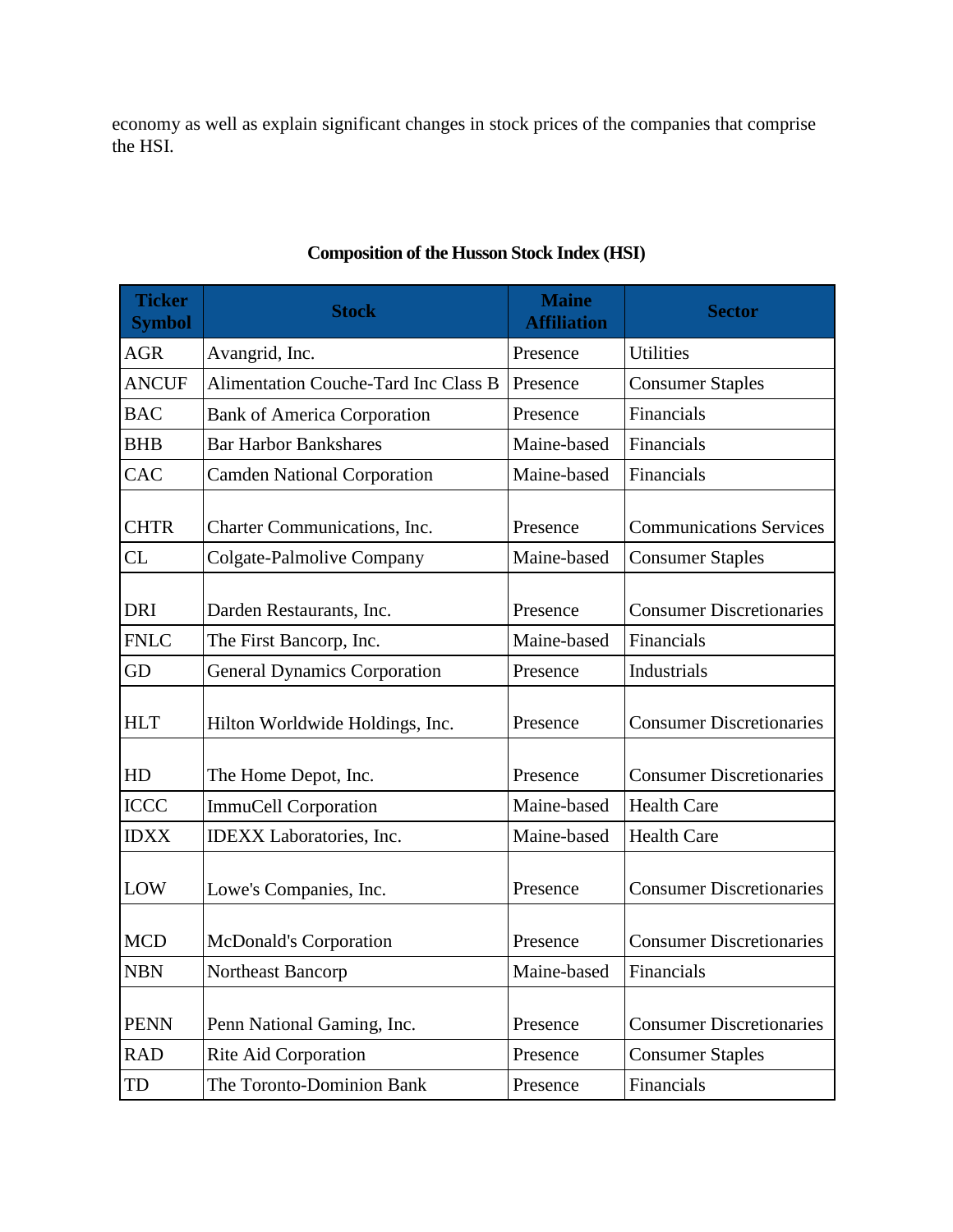economy as well as explain significant changes in stock prices of the companies that comprise the HSI.

**Composition of the Husson Stock Index (HSI)**

| Ticker Symbol | Stock | Maine Affiliation | Sector |
| --- | --- | --- | --- |
| AGR | Avangrid, Inc. | Presence | Utilities |
| ANCUF | Alimentation Couche-Tard Inc Class B | Presence | Consumer Staples |
| BAC | Bank of America Corporation | Presence | Financials |
| BHB | Bar Harbor Bankshares | Maine-based | Financials |
| CAC | Camden National Corporation | Maine-based | Financials |
| CHTR | Charter Communications, Inc. | Presence | Communications Services |
| CL | Colgate-Palmolive Company | Maine-based | Consumer Staples |
| DRI | Darden Restaurants, Inc. | Presence | Consumer Discretionaries |
| FNLC | The First Bancorp, Inc. | Maine-based | Financials |
| GD | General Dynamics Corporation | Presence | Industrials |
| HLT | Hilton Worldwide Holdings, Inc. | Presence | Consumer Discretionaries |
| HD | The Home Depot, Inc. | Presence | Consumer Discretionaries |
| ICCC | ImmuCell Corporation | Maine-based | Health Care |
| IDXX | IDEXX Laboratories, Inc. | Maine-based | Health Care |
| LOW | Lowe's Companies, Inc. | Presence | Consumer Discretionaries |
| MCD | McDonald's Corporation | Presence | Consumer Discretionaries |
| NBN | Northeast Bancorp | Maine-based | Financials |
| PENN | Penn National Gaming, Inc. | Presence | Consumer Discretionaries |
| RAD | Rite Aid Corporation | Presence | Consumer Staples |
| TD | The Toronto-Dominion Bank | Presence | Financials |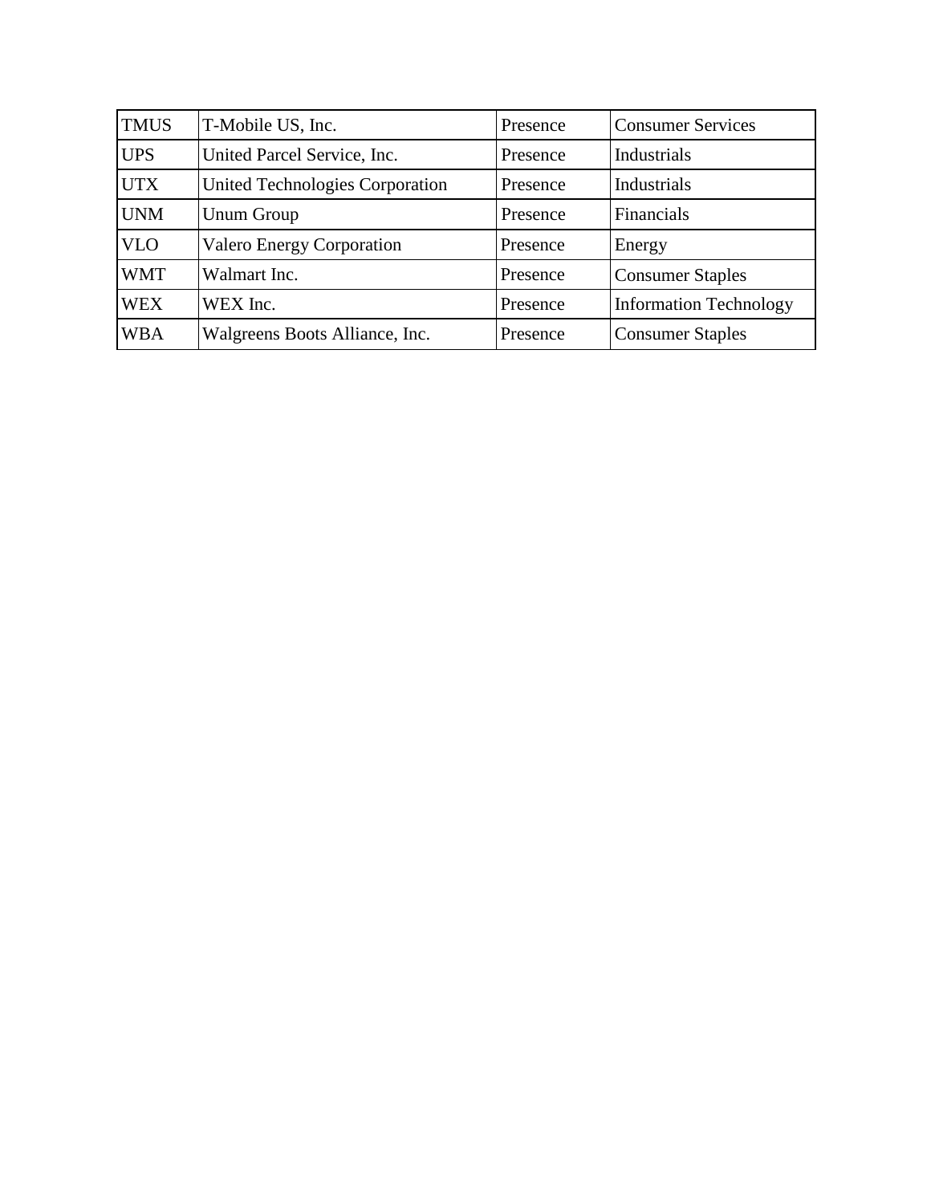| TMUS | T-Mobile US, Inc. | Presence | Consumer Services |
|---|---|---|---|
| UPS | United Parcel Service, Inc. | Presence | Industrials |
| UTX | United Technologies Corporation | Presence | Industrials |
| UNM | Unum Group | Presence | Financials |
| VLO | Valero Energy Corporation | Presence | Energy |
| WMT | Walmart Inc. | Presence | Consumer Staples |
| WEX | WEX Inc. | Presence | Information Technology |
| WBA | Walgreens Boots Alliance, Inc. | Presence | Consumer Staples |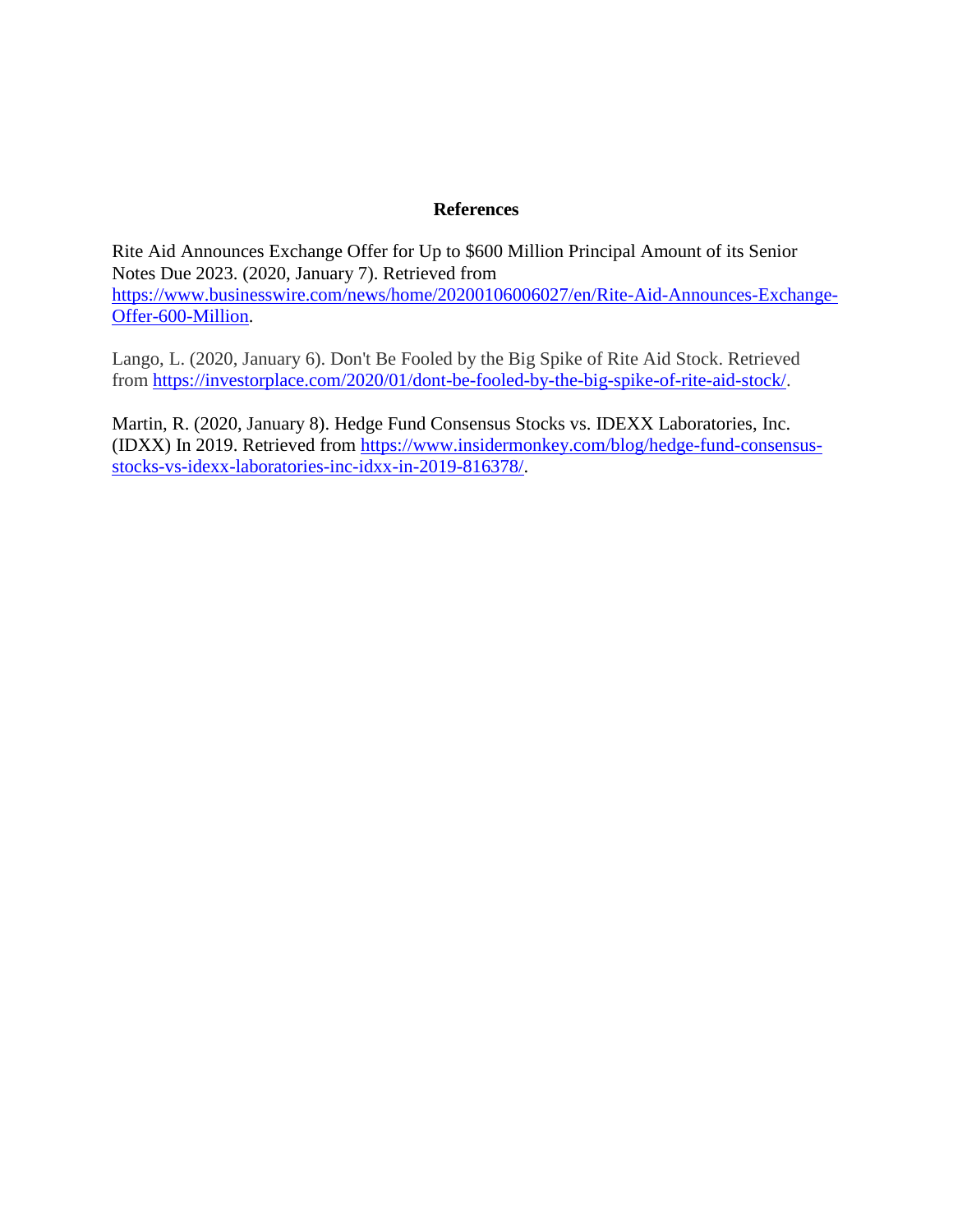**References**

Rite Aid Announces Exchange Offer for Up to $600 Million Principal Amount of its Senior Notes Due 2023. (2020, January 7). Retrieved from https://www.businesswire.com/news/home/20200106006027/en/Rite-Aid-Announces-Exchange-Offer-600-Million.

Lango, L. (2020, January 6). Don't Be Fooled by the Big Spike of Rite Aid Stock. Retrieved from https://investorplace.com/2020/01/dont-be-fooled-by-the-big-spike-of-rite-aid-stock/.

Martin, R. (2020, January 8). Hedge Fund Consensus Stocks vs. IDEXX Laboratories, Inc. (IDXX) In 2019. Retrieved from https://www.insidermonkey.com/blog/hedge-fund-consensus-stocks-vs-idexx-laboratories-inc-idxx-in-2019-816378/.